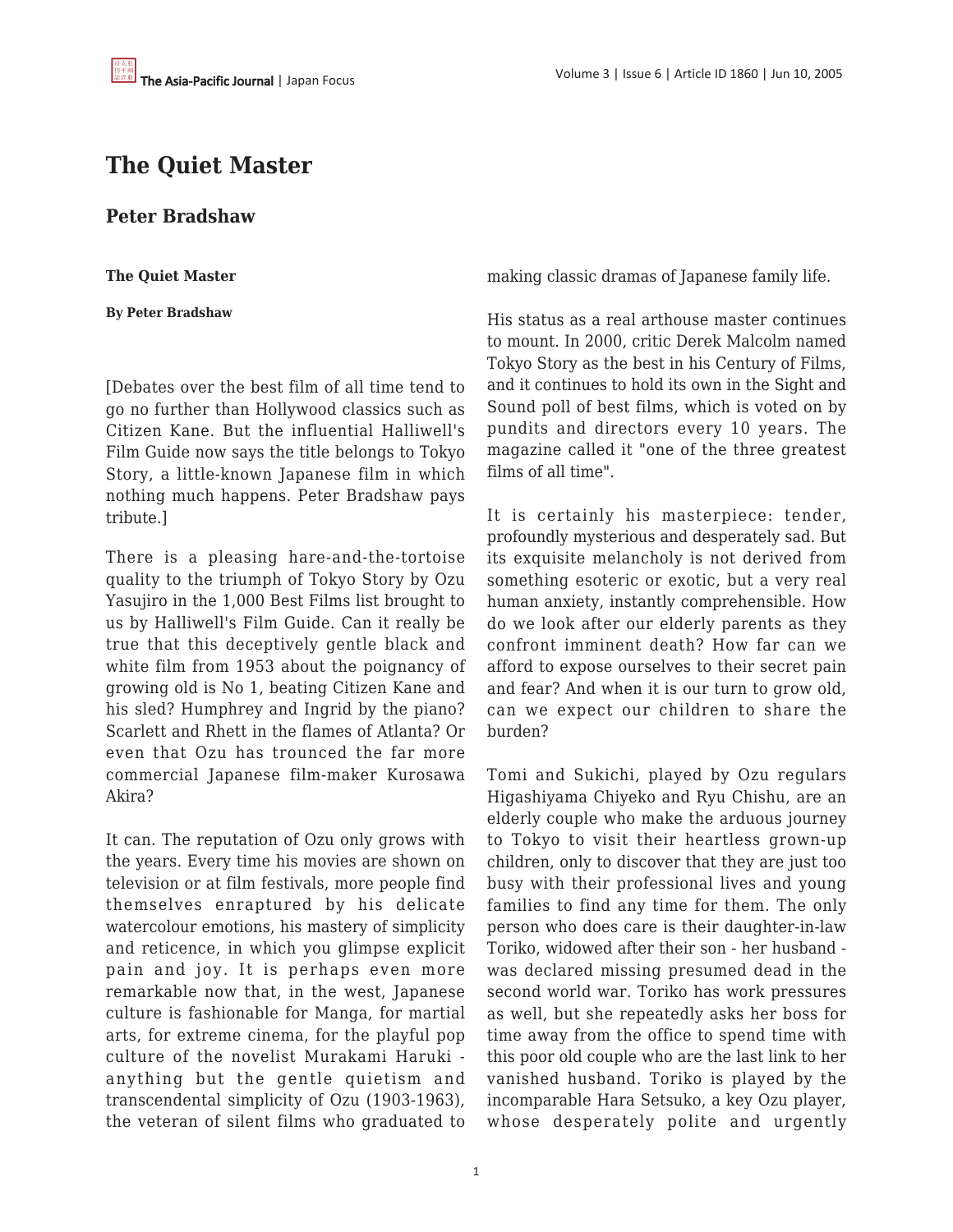# The Quiet Master

## Peter Bradshaw

**The Quiet Master**

**By Peter Bradshaw**

[Debates over the best film of all time tend to go no further than Hollywood classics such as Citizen Kane. But the influential Halliwell's Film Guide now says the title belongs to Tokyo Story, a little-known Japanese film in which nothing much happens. Peter Bradshaw pays tribute.]

There is a pleasing hare-and-the-tortoise quality to the triumph of Tokyo Story by Ozu Yasujiro in the 1,000 Best Films list brought to us by Halliwell's Film Guide. Can it really be true that this deceptively gentle black and white film from 1953 about the poignancy of growing old is No 1, beating Citizen Kane and his sled? Humphrey and Ingrid by the piano? Scarlett and Rhett in the flames of Atlanta? Or even that Ozu has trounced the far more commercial Japanese film-maker Kurosawa Akira?

It can. The reputation of Ozu only grows with the years. Every time his movies are shown on television or at film festivals, more people find themselves enraptured by his delicate watercolour emotions, his mastery of simplicity and reticence, in which you glimpse explicit pain and joy. It is perhaps even more remarkable now that, in the west, Japanese culture is fashionable for Manga, for martial arts, for extreme cinema, for the playful pop culture of the novelist Murakami Haruki - anything but the gentle quietism and transcendental simplicity of Ozu (1903-1963), the veteran of silent films who graduated to making classic dramas of Japanese family life.

His status as a real arthouse master continues to mount. In 2000, critic Derek Malcolm named Tokyo Story as the best in his Century of Films, and it continues to hold its own in the Sight and Sound poll of best films, which is voted on by pundits and directors every 10 years. The magazine called it "one of the three greatest films of all time".

It is certainly his masterpiece: tender, profoundly mysterious and desperately sad. But its exquisite melancholy is not derived from something esoteric or exotic, but a very real human anxiety, instantly comprehensible. How do we look after our elderly parents as they confront imminent death? How far can we afford to expose ourselves to their secret pain and fear? And when it is our turn to grow old, can we expect our children to share the burden?

Tomi and Sukichi, played by Ozu regulars Higashiyama Chiyeko and Ryu Chishu, are an elderly couple who make the arduous journey to Tokyo to visit their heartless grown-up children, only to discover that they are just too busy with their professional lives and young families to find any time for them. The only person who does care is their daughter-in-law Toriko, widowed after their son - her husband - was declared missing presumed dead in the second world war. Toriko has work pressures as well, but she repeatedly asks her boss for time away from the office to spend time with this poor old couple who are the last link to her vanished husband. Toriko is played by the incomparable Hara Setsuko, a key Ozu player, whose desperately polite and urgently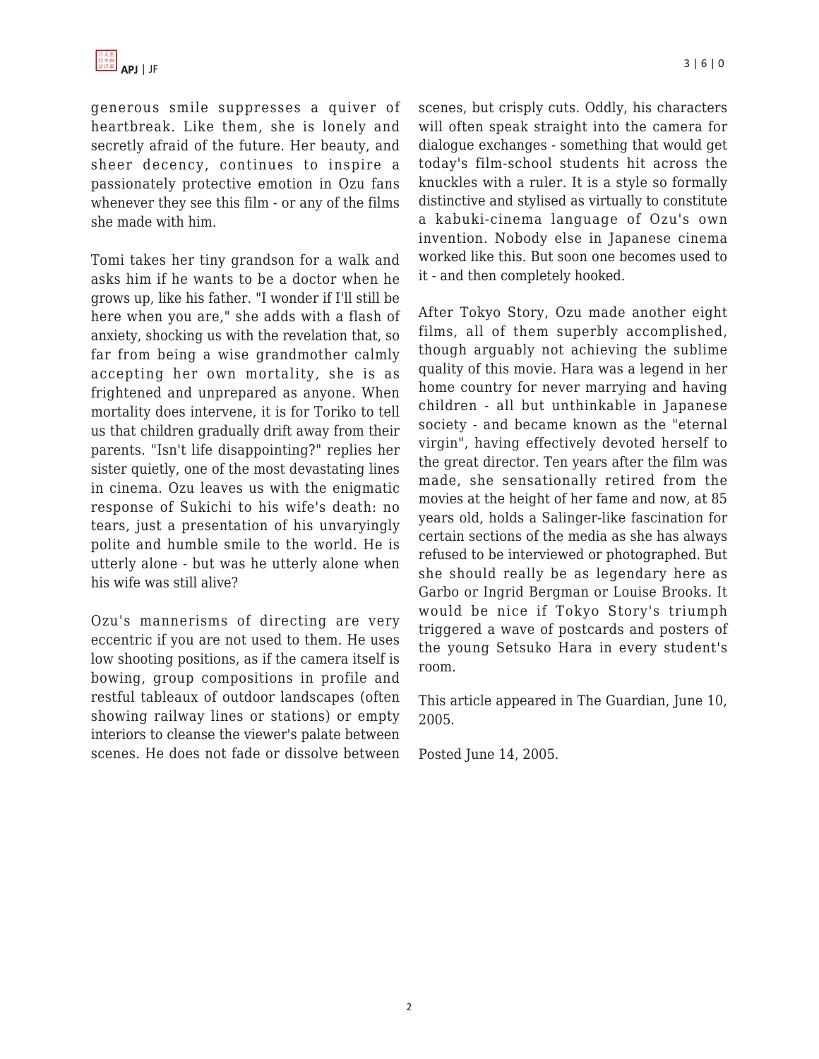generous smile suppresses a quiver of heartbreak. Like them, she is lonely and secretly afraid of the future. Her beauty, and sheer decency, continues to inspire a passionately protective emotion in Ozu fans whenever they see this film - or any of the films she made with him.

Tomi takes her tiny grandson for a walk and asks him if he wants to be a doctor when he grows up, like his father. "I wonder if I'll still be here when you are," she adds with a flash of anxiety, shocking us with the revelation that, so far from being a wise grandmother calmly accepting her own mortality, she is as frightened and unprepared as anyone. When mortality does intervene, it is for Toriko to tell us that children gradually drift away from their parents. "Isn't life disappointing?" replies her sister quietly, one of the most devastating lines in cinema. Ozu leaves us with the enigmatic response of Sukichi to his wife's death: no tears, just a presentation of his unvaryingly polite and humble smile to the world. He is utterly alone - but was he utterly alone when his wife was still alive?

Ozu's mannerisms of directing are very eccentric if you are not used to them. He uses low shooting positions, as if the camera itself is bowing, group compositions in profile and restful tableaux of outdoor landscapes (often showing railway lines or stations) or empty interiors to cleanse the viewer's palate between scenes. He does not fade or dissolve between scenes, but crisply cuts. Oddly, his characters will often speak straight into the camera for dialogue exchanges - something that would get today's film-school students hit across the knuckles with a ruler. It is a style so formally distinctive and stylised as virtually to constitute a kabuki-cinema language of Ozu's own invention. Nobody else in Japanese cinema worked like this. But soon one becomes used to it - and then completely hooked.

After Tokyo Story, Ozu made another eight films, all of them superbly accomplished, though arguably not achieving the sublime quality of this movie. Hara was a legend in her home country for never marrying and having children - all but unthinkable in Japanese society - and became known as the "eternal virgin", having effectively devoted herself to the great director. Ten years after the film was made, she sensationally retired from the movies at the height of her fame and now, at 85 years old, holds a Salinger-like fascination for certain sections of the media as she has always refused to be interviewed or photographed. But she should really be as legendary here as Garbo or Ingrid Bergman or Louise Brooks. It would be nice if Tokyo Story's triumph triggered a wave of postcards and posters of the young Setsuko Hara in every student's room.

This article appeared in The Guardian, June 10, 2005.

Posted June 14, 2005.